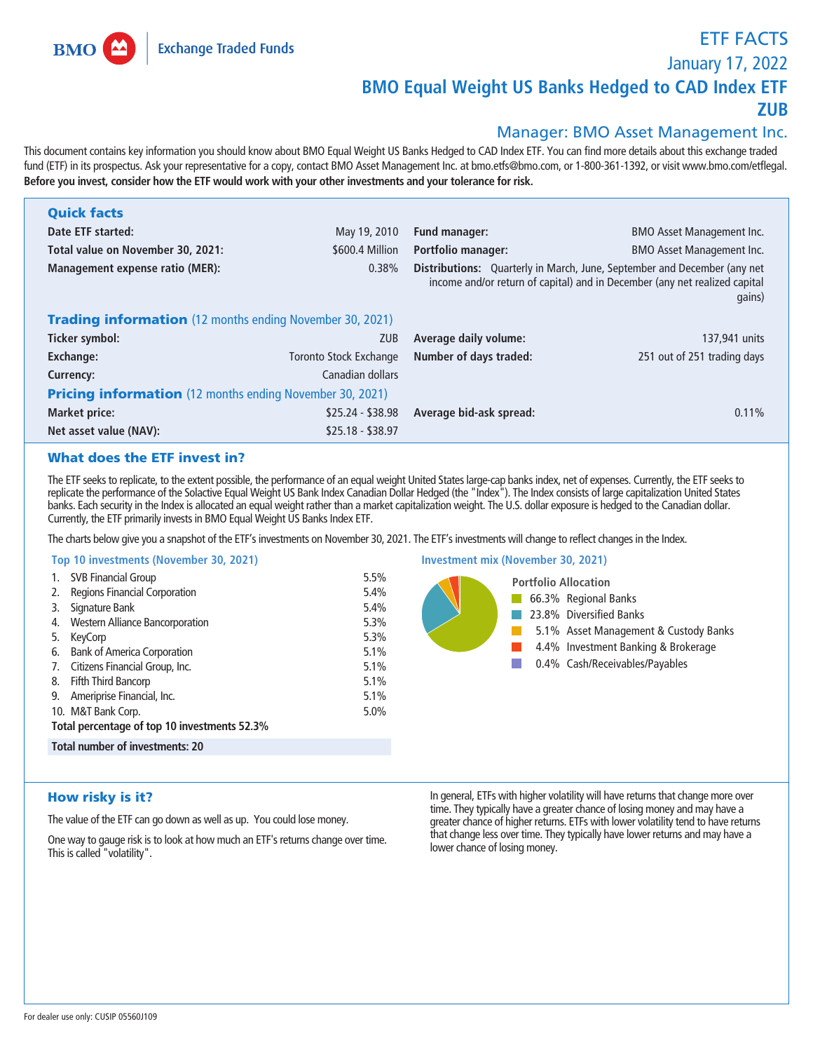# ETF FACTS

January 17, 2022

## BMO Equal Weight US Banks Hedged to CAD Index ETF ZUB

Manager: BMO Asset Management Inc.

This document contains key information you should know about BMO Equal Weight US Banks Hedged to CAD Index ETF. You can find more details about this exchange traded fund (ETF) in its prospectus. Ask your representative for a copy, contact BMO Asset Management Inc. at bmo.etfs@bmo.com, or 1-800-361-1392, or visit www.bmo.com/etflegal. **Before you invest, consider how the ETF would work with your other investments and your tolerance for risk.**

### Quick facts

| | | | |
|---|---|---|---|
| **Date ETF started:** | May 19, 2010 | **Fund manager:** | BMO Asset Management Inc. |
| **Total value on November 30, 2021:** | $600.4 Million | **Portfolio manager:** | BMO Asset Management Inc. |
| **Management expense ratio (MER):** | 0.38% | **Distributions:** | Quarterly in March, June, September and December (any net income and/or return of capital) and in December (any net realized capital gains) |

### Trading information (12 months ending November 30, 2021)

| | | | |
|---|---|---|---|
| **Ticker symbol:** | ZUB | **Average daily volume:** | 137,941 units |
| **Exchange:** | Toronto Stock Exchange | **Number of days traded:** | 251 out of 251 trading days |
| **Currency:** | Canadian dollars | | |

### Pricing information (12 months ending November 30, 2021)

| | | | |
|---|---|---|---|
| **Market price:** | $25.24 - $38.98 | **Average bid-ask spread:** | 0.11% |
| **Net asset value (NAV):** | $25.18 - $38.97 | | |

### What does the ETF invest in?

The ETF seeks to replicate, to the extent possible, the performance of an equal weight United States large-cap banks index, net of expenses. Currently, the ETF seeks to replicate the performance of the Solactive Equal Weight US Bank Index Canadian Dollar Hedged (the "Index"). The Index consists of large capitalization United States banks. Each security in the Index is allocated an equal weight rather than a market capitalization weight. The U.S. dollar exposure is hedged to the Canadian dollar. Currently, the ETF primarily invests in BMO Equal Weight US Banks Index ETF.

The charts below give you a snapshot of the ETF's investments on November 30, 2021. The ETF's investments will change to reflect changes in the Index.

#### Top 10 investments (November 30, 2021)

| | | |
|---|---|---|
| 1. | SVB Financial Group | 5.5% |
| 2. | Regions Financial Corporation | 5.4% |
| 3. | Signature Bank | 5.4% |
| 4. | Western Alliance Bancorporation | 5.3% |
| 5. | KeyCorp | 5.3% |
| 6. | Bank of America Corporation | 5.1% |
| 7. | Citizens Financial Group, Inc. | 5.1% |
| 8. | Fifth Third Bancorp | 5.1% |
| 9. | Ameriprise Financial, Inc. | 5.1% |
| 10. | M&T Bank Corp. | 5.0% |

**Total percentage of top 10 investments 52.3%**

**Total number of investments: 20**

#### Investment mix (November 30, 2021)

**Portfolio Allocation**

- 66.3% Regional Banks
- 23.8% Diversified Banks
- 5.1% Asset Management & Custody Banks
- 4.4% Investment Banking & Brokerage
- 0.4% Cash/Receivables/Payables

### How risky is it?

The value of the ETF can go down as well as up. You could lose money.

One way to gauge risk is to look at how much an ETF's returns change over time. This is called "volatility".

In general, ETFs with higher volatility will have returns that change more over time. They typically have a greater chance of losing money and may have a greater chance of higher returns. ETFs with lower volatility tend to have returns that change less over time. They typically have lower returns and may have a lower chance of losing money.

For dealer use only: CUSIP 05560J109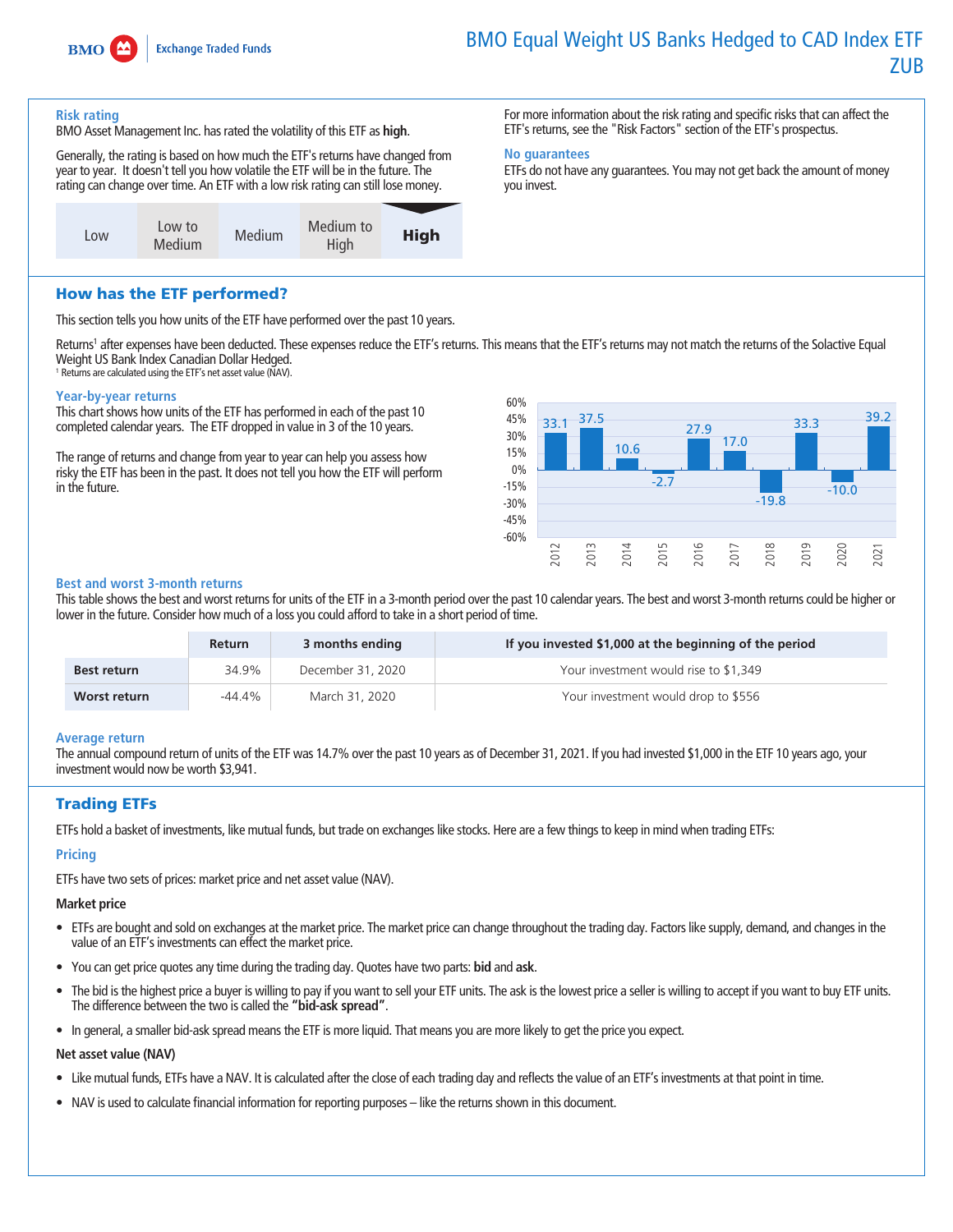# BMO Equal Weight US Banks Hedged to CAD Index ETF ZUB

### Risk rating

BMO Asset Management Inc. has rated the volatility of this ETF as **high**.

Generally, the rating is based on how much the ETF's returns have changed from year to year. It doesn't tell you how volatile the ETF will be in the future. The rating can change over time. An ETF with a low risk rating can still lose money.

| Low | Low to Medium | Medium | Medium to High | **High** |
|---|---|---|---|---|

For more information about the risk rating and specific risks that can affect the ETF's returns, see the "Risk Factors" section of the ETF's prospectus.

### No guarantees

ETFs do not have any guarantees. You may not get back the amount of money you invest.

## How has the ETF performed?

This section tells you how units of the ETF have performed over the past 10 years.

Returns[1] after expenses have been deducted. These expenses reduce the ETF's returns. This means that the ETF's returns may not match the returns of the Solactive Equal Weight US Bank Index Canadian Dollar Hedged.

[1] Returns are calculated using the ETF's net asset value (NAV).

### Year-by-year returns

This chart shows how units of the ETF has performed in each of the past 10 completed calendar years. The ETF dropped in value in 3 of the 10 years.

The range of returns and change from year to year can help you assess how risky the ETF has been in the past. It does not tell you how the ETF will perform in the future.

| Year | 2012 | 2013 | 2014 | 2015 | 2016 | 2017 | 2018 | 2019 | 2020 | 2021 |
|---|---|---|---|---|---|---|---|---|---|---|
| Return (%) | 33.1 | 37.5 | 10.6 | -2.7 | 27.9 | 17.0 | -19.8 | 33.3 | -10.0 | 39.2 |

### Best and worst 3-month returns

This table shows the best and worst returns for units of the ETF in a 3-month period over the past 10 calendar years. The best and worst 3-month returns could be higher or lower in the future. Consider how much of a loss you could afford to take in a short period of time.

| | Return | 3 months ending | If you invested $1,000 at the beginning of the period |
|---|---|---|---|
| **Best return** | 34.9% | December 31, 2020 | Your investment would rise to $1,349 |
| **Worst return** | -44.4% | March 31, 2020 | Your investment would drop to $556 |

### Average return

The annual compound return of units of the ETF was 14.7% over the past 10 years as of December 31, 2021. If you had invested $1,000 in the ETF 10 years ago, your investment would now be worth $3,941.

## Trading ETFs

ETFs hold a basket of investments, like mutual funds, but trade on exchanges like stocks. Here are a few things to keep in mind when trading ETFs:

### Pricing

ETFs have two sets of prices: market price and net asset value (NAV).

**Market price**

- ETFs are bought and sold on exchanges at the market price. The market price can change throughout the trading day. Factors like supply, demand, and changes in the value of an ETF's investments can effect the market price.
- You can get price quotes any time during the trading day. Quotes have two parts: **bid** and **ask**.
- The bid is the highest price a buyer is willing to pay if you want to sell your ETF units. The ask is the lowest price a seller is willing to accept if you want to buy ETF units. The difference between the two is called the **"bid-ask spread"**.
- In general, a smaller bid-ask spread means the ETF is more liquid. That means you are more likely to get the price you expect.

**Net asset value (NAV)**

- Like mutual funds, ETFs have a NAV. It is calculated after the close of each trading day and reflects the value of an ETF's investments at that point in time.
- NAV is used to calculate financial information for reporting purposes – like the returns shown in this document.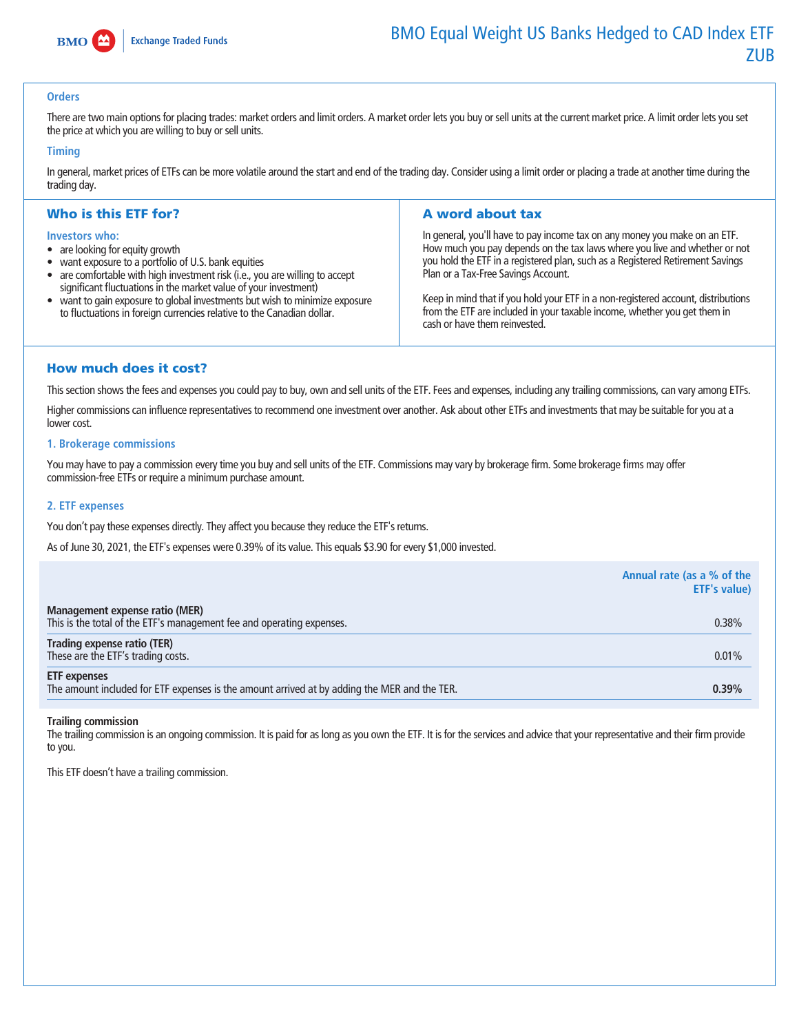### Orders

There are two main options for placing trades: market orders and limit orders. A market order lets you buy or sell units at the current market price. A limit order lets you set the price at which you are willing to buy or sell units.

### Timing

In general, market prices of ETFs can be more volatile around the start and end of the trading day. Consider using a limit order or placing a trade at another time during the trading day.

## Who is this ETF for?

**Investors who:**

- are looking for equity growth
- want exposure to a portfolio of U.S. bank equities
- are comfortable with high investment risk (i.e., you are willing to accept significant fluctuations in the market value of your investment)
- want to gain exposure to global investments but wish to minimize exposure to fluctuations in foreign currencies relative to the Canadian dollar.

## A word about tax

In general, you'll have to pay income tax on any money you make on an ETF. How much you pay depends on the tax laws where you live and whether or not you hold the ETF in a registered plan, such as a Registered Retirement Savings Plan or a Tax-Free Savings Account.

Keep in mind that if you hold your ETF in a non-registered account, distributions from the ETF are included in your taxable income, whether you get them in cash or have them reinvested.

## How much does it cost?

This section shows the fees and expenses you could pay to buy, own and sell units of the ETF. Fees and expenses, including any trailing commissions, can vary among ETFs.

Higher commissions can influence representatives to recommend one investment over another. Ask about other ETFs and investments that may be suitable for you at a lower cost.

### 1. Brokerage commissions

You may have to pay a commission every time you buy and sell units of the ETF. Commissions may vary by brokerage firm. Some brokerage firms may offer commission-free ETFs or require a minimum purchase amount.

### 2. ETF expenses

You don't pay these expenses directly. They affect you because they reduce the ETF's returns.

As of June 30, 2021, the ETF's expenses were 0.39% of its value. This equals $3.90 for every $1,000 invested.

| | Annual rate (as a % of the ETF's value) |
|---|---|
| **Management expense ratio (MER)**<br>This is the total of the ETF's management fee and operating expenses. | 0.38% |
| **Trading expense ratio (TER)**<br>These are the ETF's trading costs. | 0.01% |
| **ETF expenses**<br>The amount included for ETF expenses is the amount arrived at by adding the MER and the TER. | **0.39%** |

**Trailing commission**

The trailing commission is an ongoing commission. It is paid for as long as you own the ETF. It is for the services and advice that your representative and their firm provide to you.

This ETF doesn't have a trailing commission.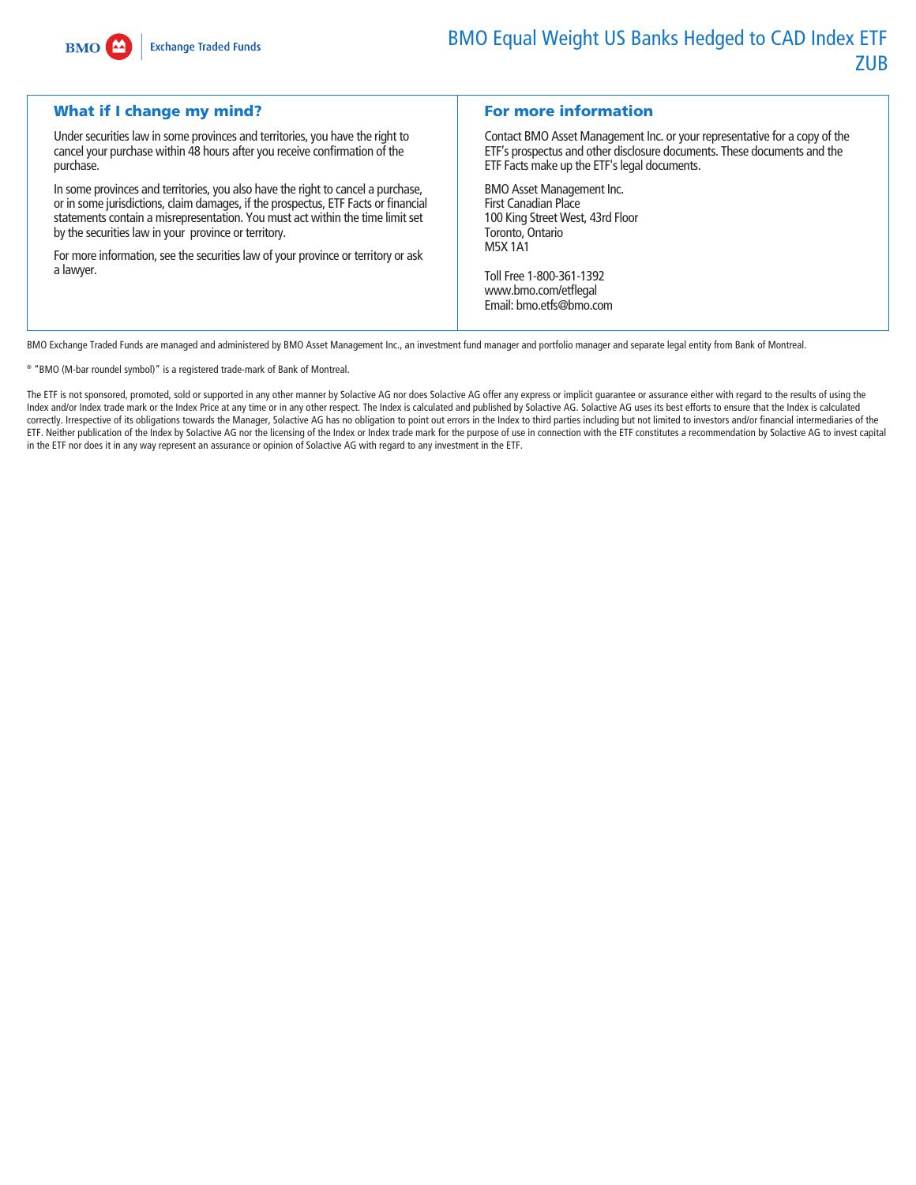## What if I change my mind?

Under securities law in some provinces and territories, you have the right to cancel your purchase within 48 hours after you receive confirmation of the purchase.

In some provinces and territories, you also have the right to cancel a purchase, or in some jurisdictions, claim damages, if the prospectus, ETF Facts or financial statements contain a misrepresentation. You must act within the time limit set by the securities law in your province or territory.

For more information, see the securities law of your province or territory or ask a lawyer.

## For more information

Contact BMO Asset Management Inc. or your representative for a copy of the ETF's prospectus and other disclosure documents. These documents and the ETF Facts make up the ETF's legal documents.

BMO Asset Management Inc.
First Canadian Place
100 King Street West, 43rd Floor
Toronto, Ontario
M5X 1A1

Toll Free 1-800-361-1392
www.bmo.com/etflegal
Email: bmo.etfs@bmo.com

BMO Exchange Traded Funds are managed and administered by BMO Asset Management Inc., an investment fund manager and portfolio manager and separate legal entity from Bank of Montreal.

® "BMO (M-bar roundel symbol)" is a registered trade-mark of Bank of Montreal.

The ETF is not sponsored, promoted, sold or supported in any other manner by Solactive AG nor does Solactive AG offer any express or implicit guarantee or assurance either with regard to the results of using the Index and/or Index trade mark or the Index Price at any time or in any other respect. The Index is calculated and published by Solactive AG. Solactive AG uses its best efforts to ensure that the Index is calculated correctly. Irrespective of its obligations towards the Manager, Solactive AG has no obligation to point out errors in the Index to third parties including but not limited to investors and/or financial intermediaries of the ETF. Neither publication of the Index by Solactive AG nor the licensing of the Index or Index trade mark for the purpose of use in connection with the ETF constitutes a recommendation by Solactive AG to invest capital in the ETF nor does it in any way represent an assurance or opinion of Solactive AG with regard to any investment in the ETF.